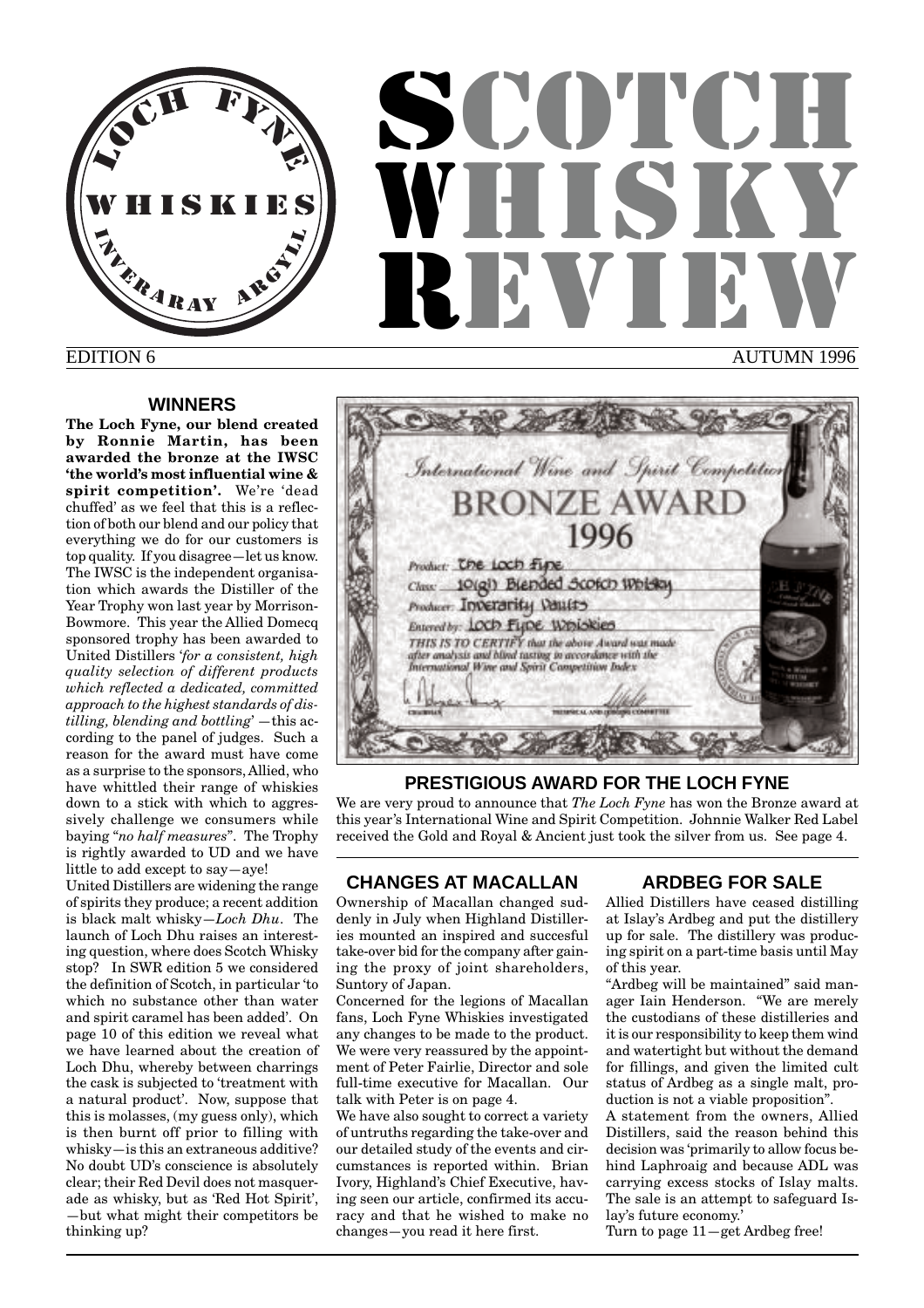# SCOTCH WHISKY REVIEW

LOCH FYNE WHISKIES INVERARAY ARGYLL

EDITION 6 AUTUMN 1996

## WINNERS

**The Loch Fyne, our blend created by Ronnie Martin, has been awarded the bronze at the IWSC 'the world's most influential wine & spirit competition'.** We're 'dead chuffed' as we feel that this is a reflection of both our blend and our policy that everything we do for our customers is top quality. If you disagree—let us know. The IWSC is the independent organisation which awards the Distiller of the Year Trophy won last year by Morrison-Bowmore. This year the Allied Domecq sponsored trophy has been awarded to United Distillers '*for a consistent, high quality selection of different products which reflected a dedicated, committed approach to the highest standards of distilling, blending and bottling*' —this according to the panel of judges. Such a reason for the award must have come as a surprise to the sponsors, Allied, who have whittled their range of whiskies down to a stick with which to aggressively challenge we consumers while baying "*no half measures*". The Trophy is rightly awarded to UD and we have little to add except to say—aye!

United Distillers are widening the range of spirits they produce; a recent addition is black malt whisky—*Loch Dhu*. The launch of Loch Dhu raises an interesting question, where does Scotch Whisky stop? In SWR edition 5 we considered the definition of Scotch, in particular 'to which no substance other than water and spirit caramel has been added'. On page 10 of this edition we reveal what we have learned about the creation of Loch Dhu, whereby between charrings the cask is subjected to 'treatment with a natural product'. Now, suppose that this is molasses, (my guess only), which is then burnt off prior to filling with whisky—is this an extraneous additive? No doubt UD's conscience is absolutely clear; their Red Devil does not masquerade as whisky, but as 'Red Hot Spirit', —but what might their competitors be thinking up?

International Wine and Spirit Competition
BRONZE AWARD
1996
Product: The Loch Fyne
Class: 10(g) Blended Scotch Whisky
Producer: Inverarity Vaults
Entered by: Loch Fyne Whiskies
THIS IS TO CERTIFY that the above Award was made after analysis and blind tasting in accordance with the International Wine and Spirit Competition Index

## PRESTIGIOUS AWARD FOR THE LOCH FYNE

We are very proud to announce that *The Loch Fyne* has won the Bronze award at this year's International Wine and Spirit Competition. Johnnie Walker Red Label received the Gold and Royal & Ancient just took the silver from us. See page 4.

## CHANGES AT MACALLAN

Ownership of Macallan changed suddenly in July when Highland Distilleries mounted an inspired and succesful take-over bid for the company after gaining the proxy of joint shareholders, Suntory of Japan.

Concerned for the legions of Macallan fans, Loch Fyne Whiskies investigated any changes to be made to the product. We were very reassured by the appointment of Peter Fairlie, Director and sole full-time executive for Macallan. Our talk with Peter is on page 4.

We have also sought to correct a variety of untruths regarding the take-over and our detailed study of the events and circumstances is reported within. Brian Ivory, Highland's Chief Executive, having seen our article, confirmed its accuracy and that he wished to make no changes—you read it here first.

## ARDBEG FOR SALE

Allied Distillers have ceased distilling at Islay's Ardbeg and put the distillery up for sale. The distillery was producing spirit on a part-time basis until May of this year.

"Ardbeg will be maintained" said manager Iain Henderson. "We are merely the custodians of these distilleries and it is our responsibility to keep them wind and watertight but without the demand for fillings, and given the limited cult status of Ardbeg as a single malt, production is not a viable proposition".

A statement from the owners, Allied Distillers, said the reason behind this decision was 'primarily to allow focus behind Laphroaig and because ADL was carrying excess stocks of Islay malts. The sale is an attempt to safeguard Islay's future economy.'

Turn to page 11—get Ardbeg free!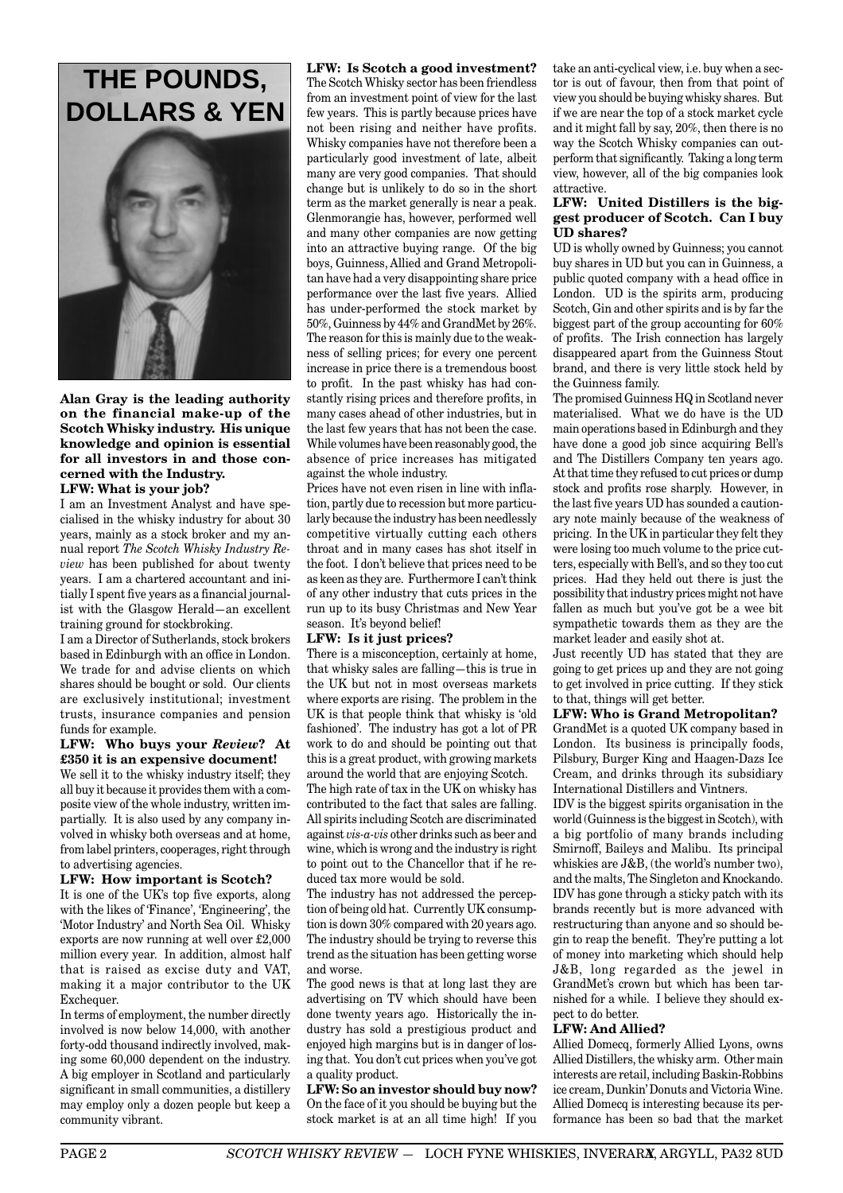# THE POUNDS, DOLLARS & YEN

**Alan Gray is the leading authority on the financial make-up of the Scotch Whisky industry. His unique knowledge and opinion is essential for all investors in and those concerned with the Industry.**

**LFW: What is your job?**

I am an Investment Analyst and have specialised in the whisky industry for about 30 years, mainly as a stock broker and my annual report *The Scotch Whisky Industry Review* has been published for about twenty years. I am a chartered accountant and initially I spent five years as a financial journalist with the Glasgow Herald—an excellent training ground for stockbroking.

I am a Director of Sutherlands, stock brokers based in Edinburgh with an office in London. We trade for and advise clients on which shares should be bought or sold. Our clients are exclusively institutional; investment trusts, insurance companies and pension funds for example.

**LFW: Who buys your *Review*? At £350 it is an expensive document!**

We sell it to the whisky industry itself; they all buy it because it provides them with a composite view of the whole industry, written impartially. It is also used by any company involved in whisky both overseas and at home, from label printers, cooperages, right through to advertising agencies.

**LFW: How important is Scotch?**

It is one of the UK's top five exports, along with the likes of 'Finance', 'Engineering', the 'Motor Industry' and North Sea Oil. Whisky exports are now running at well over £2,000 million every year. In addition, almost half that is raised as excise duty and VAT, making it a major contributor to the UK Exchequer.

In terms of employment, the number directly involved is now below 14,000, with another forty-odd thousand indirectly involved, making some 60,000 dependent on the industry. A big employer in Scotland and particularly significant in small communities, a distillery may employ only a dozen people but keep a community vibrant.

**LFW: Is Scotch a good investment?**

The Scotch Whisky sector has been friendless from an investment point of view for the last few years. This is partly because prices have not been rising and neither have profits. Whisky companies have not therefore been a particularly good investment of late, albeit many are very good companies. That should change but is unlikely to do so in the short term as the market generally is near a peak. Glenmorangie has, however, performed well and many other companies are now getting into an attractive buying range. Of the big boys, Guinness, Allied and Grand Metropolitan have had a very disappointing share price performance over the last five years. Allied has under-performed the stock market by 50%, Guinness by 44% and GrandMet by 26%. The reason for this is mainly due to the weakness of selling prices; for every one percent increase in price there is a tremendous boost to profit. In the past whisky has had constantly rising prices and therefore profits, in many cases ahead of other industries, but in the last few years that has not been the case. While volumes have been reasonably good, the absence of price increases has mitigated against the whole industry.

Prices have not even risen in line with inflation, partly due to recession but more particularly because the industry has been needlessly competitive virtually cutting each others throat and in many cases has shot itself in the foot. I don't believe that prices need to be as keen as they are. Furthermore I can't think of any other industry that cuts prices in the run up to its busy Christmas and New Year season. It's beyond belief!

**LFW: Is it just prices?**

There is a misconception, certainly at home, that whisky sales are falling—this is true in the UK but not in most overseas markets where exports are rising. The problem in the UK is that people think that whisky is 'old fashioned'. The industry has got a lot of PR work to do and should be pointing out that this is a great product, with growing markets around the world that are enjoying Scotch.

The high rate of tax in the UK on whisky has contributed to the fact that sales are falling. All spirits including Scotch are discriminated against *vis-a-vis* other drinks such as beer and wine, which is wrong and the industry is right to point out to the Chancellor that if he reduced tax more would be sold.

The industry has not addressed the perception of being old hat. Currently UK consumption is down 30% compared with 20 years ago. The industry should be trying to reverse this trend as the situation has been getting worse and worse.

The good news is that at long last they are advertising on TV which should have been done twenty years ago. Historically the industry has sold a prestigious product and enjoyed high margins but is in danger of losing that. You don't cut prices when you've got a quality product.

**LFW: So an investor should buy now?**

On the face of it you should be buying but the stock market is at an all time high! If you take an anti-cyclical view, i.e. buy when a sector is out of favour, then from that point of view you should be buying whisky shares. But if we are near the top of a stock market cycle and it might fall by say, 20%, then there is no way the Scotch Whisky companies can outperform that significantly. Taking a long term view, however, all of the big companies look attractive.

**LFW: United Distillers is the biggest producer of Scotch. Can I buy UD shares?**

UD is wholly owned by Guinness; you cannot buy shares in UD but you can in Guinness, a public quoted company with a head office in London. UD is the spirits arm, producing Scotch, Gin and other spirits and is by far the biggest part of the group accounting for 60% of profits. The Irish connection has largely disappeared apart from the Guinness Stout brand, and there is very little stock held by the Guinness family.

The promised Guinness HQ in Scotland never materialised. What we do have is the UD main operations based in Edinburgh and they have done a good job since acquiring Bell's and The Distillers Company ten years ago. At that time they refused to cut prices or dump stock and profits rose sharply. However, in the last five years UD has sounded a cautionary note mainly because of the weakness of pricing. In the UK in particular they felt they were losing too much volume to the price cutters, especially with Bell's, and so they too cut prices. Had they held out there is just the possibility that industry prices might not have fallen as much but you've got be a wee bit sympathetic towards them as they are the market leader and easily shot at.

Just recently UD has stated that they are going to get prices up and they are not going to get involved in price cutting. If they stick to that, things will get better.

**LFW: Who is Grand Metropolitan?**

GrandMet is a quoted UK company based in London. Its business is principally foods, Pilsbury, Burger King and Haagen-Dazs Ice Cream, and drinks through its subsidiary International Distillers and Vintners.

IDV is the biggest spirits organisation in the world (Guinness is the biggest in Scotch), with a big portfolio of many brands including Smirnoff, Baileys and Malibu. Its principal whiskies are J&B, (the world's number two), and the malts, The Singleton and Knockando. IDV has gone through a sticky patch with its brands recently but is more advanced with restructuring than anyone and so should begin to reap the benefit. They're putting a lot of money into marketing which should help J&B, long regarded as the jewel in GrandMet's crown but which has been tarnished for a while. I believe they should expect to do better.

**LFW: And Allied?**

Allied Domecq, formerly Allied Lyons, owns Allied Distillers, the whisky arm. Other main interests are retail, including Baskin-Robbins ice cream, Dunkin' Donuts and Victoria Wine. Allied Domecq is interesting because its performance has been so bad that the market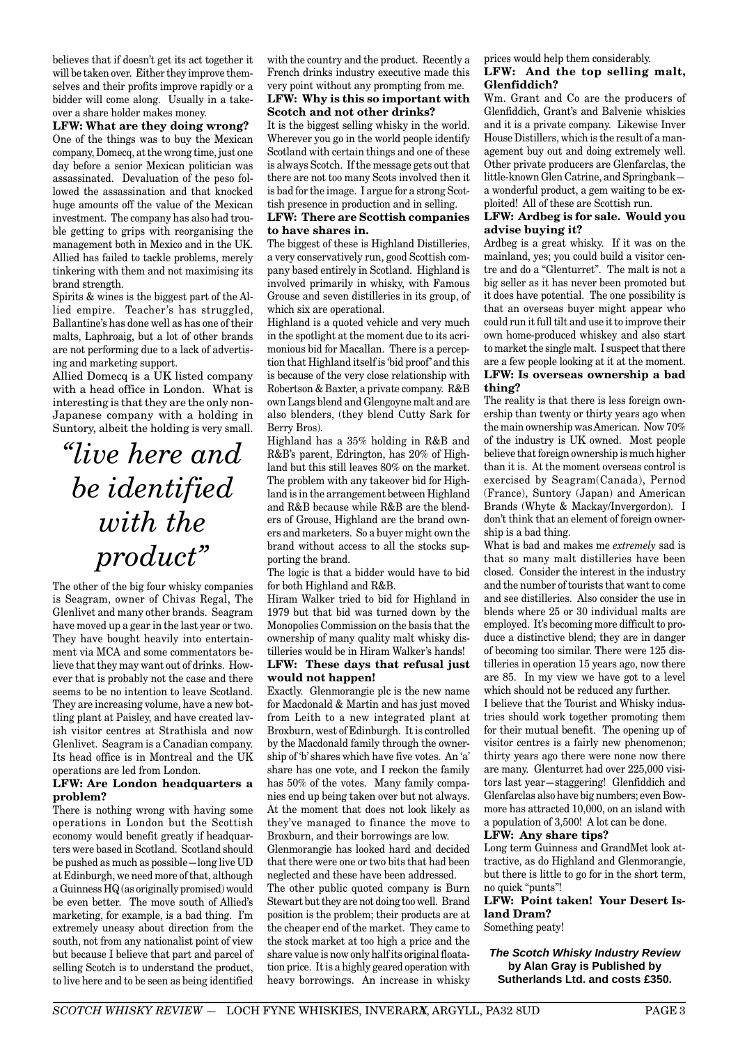believes that if doesn't get its act together it will be taken over. Either they improve themselves and their profits improve rapidly or a bidder will come along. Usually in a takeover a share holder makes money.

**LFW: What are they doing wrong?**

One of the things was to buy the Mexican company, Domecq, at the wrong time, just one day before a senior Mexican politician was assassinated. Devaluation of the peso followed the assassination and that knocked huge amounts off the value of the Mexican investment. The company has also had trouble getting to grips with reorganising the management both in Mexico and in the UK. Allied has failed to tackle problems, merely tinkering with them and not maximising its brand strength.

Spirits & wines is the biggest part of the Allied empire. Teacher's has struggled, Ballantine's has done well as has one of their malts, Laphroaig, but a lot of other brands are not performing due to a lack of advertising and marketing support.

Allied Domecq is a UK listed company with a head office in London. What is interesting is that they are the only non-Japanese company with a holding in Suntory, albeit the holding is very small.

> *"live here and be identified with the product"*

The other of the big four whisky companies is Seagram, owner of Chivas Regal, The Glenlivet and many other brands. Seagram have moved up a gear in the last year or two. They have bought heavily into entertainment via MCA and some commentators believe that they may want out of drinks. However that is probably not the case and there seems to be no intention to leave Scotland. They are increasing volume, have a new bottling plant at Paisley, and have created lavish visitor centres at Strathisla and now Glenlivet. Seagram is a Canadian company. Its head office is in Montreal and the UK operations are led from London.

**LFW: Are London headquarters a problem?**

There is nothing wrong with having some operations in London but the Scottish economy would benefit greatly if headquarters were based in Scotland. Scotland should be pushed as much as possible—long live UD at Edinburgh, we need more of that, although a Guinness HQ (as originally promised) would be even better. The move south of Allied's marketing, for example, is a bad thing. I'm extremely uneasy about direction from the south, not from any nationalist point of view but because I believe that part and parcel of selling Scotch is to understand the product, to live here and to be seen as being identified with the country and the product. Recently a French drinks industry executive made this very point without any prompting from me.

**LFW: Why is this so important with Scotch and not other drinks?**

It is the biggest selling whisky in the world. Wherever you go in the world people identify Scotland with certain things and one of these is always Scotch. If the message gets out that there are not too many Scots involved then it is bad for the image. I argue for a strong Scottish presence in production and in selling.

**LFW: There are Scottish companies to have shares in.**

The biggest of these is Highland Distilleries, a very conservatively run, good Scottish company based entirely in Scotland. Highland is involved primarily in whisky, with Famous Grouse and seven distilleries in its group, of which six are operational.

Highland is a quoted vehicle and very much in the spotlight at the moment due to its acrimonious bid for Macallan. There is a perception that Highland itself is 'bid proof' and this is because of the very close relationship with Robertson & Baxter, a private company. R&B own Langs blend and Glengoyne malt and are also blenders, (they blend Cutty Sark for Berry Bros).

Highland has a 35% holding in R&B and R&B's parent, Edrington, has 20% of Highland but this still leaves 80% on the market. The problem with any takeover bid for Highland is in the arrangement between Highland and R&B because while R&B are the blenders of Grouse, Highland are the brand owners and marketers. So a buyer might own the brand without access to all the stocks supporting the brand.

The logic is that a bidder would have to bid for both Highland and R&B.

Hiram Walker tried to bid for Highland in 1979 but that bid was turned down by the Monopolies Commission on the basis that the ownership of many quality malt whisky distilleries would be in Hiram Walker's hands!

**LFW: These days that refusal just would not happen!**

Exactly. Glenmorangie plc is the new name for Macdonald & Martin and has just moved from Leith to a new integrated plant at Broxburn, west of Edinburgh. It is controlled by the Macdonald family through the ownership of 'b' shares which have five votes. An 'a' share has one vote, and I reckon the family has 50% of the votes. Many family companies end up being taken over but not always. At the moment that does not look likely as they've managed to finance the move to Broxburn, and their borrowings are low.

Glenmorangie has looked hard and decided that there were one or two bits that had been neglected and these have been addressed.

The other public quoted company is Burn Stewart but they are not doing too well. Brand position is the problem; their products are at the cheaper end of the market. They came to the stock market at too high a price and the share value is now only half its original floatation price. It is a highly geared operation with heavy borrowings. An increase in whisky prices would help them considerably.

**LFW: And the top selling malt, Glenfiddich?**

Wm. Grant and Co are the producers of Glenfiddich, Grant's and Balvenie whiskies and it is a private company. Likewise Inver House Distillers, which is the result of a management buy out and doing extremely well. Other private producers are Glenfarclas, the little-known Glen Catrine, and Springbank—a wonderful product, a gem waiting to be exploited! All of these are Scottish run.

**LFW: Ardbeg is for sale. Would you advise buying it?**

Ardbeg is a great whisky. If it was on the mainland, yes; you could build a visitor centre and do a "Glenturret". The malt is not a big seller as it has never been promoted but it does have potential. The one possibility is that an overseas buyer might appear who could run it full tilt and use it to improve their own home-produced whiskey and also start to market the single malt. I suspect that there are a few people looking at it at the moment.

**LFW: Is overseas ownership a bad thing?**

The reality is that there is less foreign ownership than twenty or thirty years ago when the main ownership was American. Now 70% of the industry is UK owned. Most people believe that foreign ownership is much higher than it is. At the moment overseas control is exercised by Seagram(Canada), Pernod (France), Suntory (Japan) and American Brands (Whyte & Mackay/Invergordon). I don't think that an element of foreign ownership is a bad thing.

What is bad and makes me *extremely* sad is that so many malt distilleries have been closed. Consider the interest in the industry and the number of tourists that want to come and see distilleries. Also consider the use in blends where 25 or 30 individual malts are employed. It's becoming more difficult to produce a distinctive blend; they are in danger of becoming too similar. There were 125 distilleries in operation 15 years ago, now there are 85. In my view we have got to a level which should not be reduced any further.

I believe that the Tourist and Whisky industries should work together promoting them for their mutual benefit. The opening up of visitor centres is a fairly new phenomenon; thirty years ago there were none now there are many. Glenturret had over 225,000 visitors last year—staggering! Glenfiddich and Glenfarclas also have big numbers; even Bowmore has attracted 10,000, on an island with a population of 3,500! A lot can be done.

**LFW: Any share tips?**

Long term Guinness and GrandMet look attractive, as do Highland and Glenmorangie, but there is little to go for in the short term, no quick "punts"!

**LFW: Point taken! Your Desert Island Dram?**

Something peaty!

***The Scotch Whisky Industry Review* by Alan Gray is Published by Sutherlands Ltd. and costs £350.**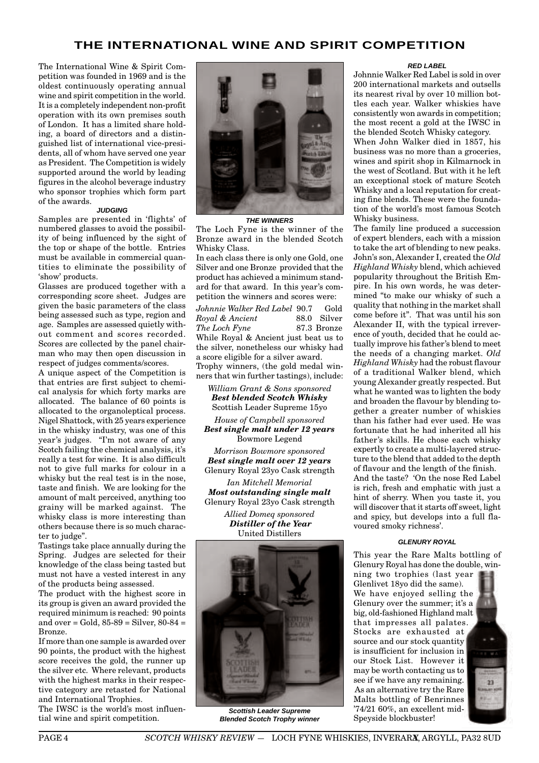# THE INTERNATIONAL WINE AND SPIRIT COMPETITION

The International Wine & Spirit Competition was founded in 1969 and is the oldest continuously operating annual wine and spirit competition in the world. It is a completely independent non-profit operation with its own premises south of London. It has a limited share holding, a board of directors and a distinguished list of international vice-presidents, all of whom have served one year as President. The Competition is widely supported around the world by leading figures in the alcohol beverage industry who sponsor trophies which form part of the awards.

### JUDGING

Samples are presented in 'flights' of numbered glasses to avoid the possibility of being influenced by the sight of the top or shape of the bottle. Entries must be available in commercial quantities to eliminate the possibility of 'show' products.

Glasses are produced together with a corresponding score sheet. Judges are given the basic parameters of the class being assessed such as type, region and age. Samples are assessed quietly without comment and scores recorded. Scores are collected by the panel chairman who may then open discussion in respect of judges comments/scores.

A unique aspect of the Competition is that entries are first subject to chemical analysis for which forty marks are allocated. The balance of 60 points is allocated to the organoleptical process. Nigel Shattock, with 25 years experience in the whisky industry, was one of this year's judges. "I'm not aware of any Scotch failing the chemical analysis, it's really a test for wine. It is also difficult not to give full marks for colour in a whisky but the real test is in the nose, taste and finish. We are looking for the amount of malt perceived, anything too grainy will be marked against. The whisky class is more interesting than others because there is so much character to judge".

Tastings take place annually during the Spring. Judges are selected for their knowledge of the class being tasted but must not have a vested interest in any of the products being assessed.

The product with the highest score in its group is given an award provided the required minimum is reached: 90 points and over = Gold, 85-89 = Silver, 80-84 = Bronze.

If more than one sample is awarded over 90 points, the product with the highest score receives the gold, the runner up the silver etc. Where relevant, products with the highest marks in their respective category are retasted for National and International Trophies.

The IWSC is the world's most influential wine and spirit competition.

### THE WINNERS

The Loch Fyne is the winner of the Bronze award in the blended Scotch Whisky Class.

In each class there is only one Gold, one Silver and one Bronze provided that the product has achieved a minimum standard for that award. In this year's competition the winners and scores were:

| | | |
|---|---|---|
| *Johnnie Walker Red Label* | 90.7 | Gold |
| *Royal & Ancient* | 88.0 | Silver |
| *The Loch Fyne* | 87.3 | Bronze |

While Royal & Ancient just beat us to the silver, nonetheless our whisky had a score eligible for a silver award.

Trophy winners, (the gold medal winners that win further tastings), include:

*William Grant & Sons sponsored*
***Best blended Scotch Whisky***
Scottish Leader Supreme 15yo

*House of Campbell sponsored*
***Best single malt under 12 years***
Bowmore Legend

*Morrison Bowmore sponsored*
***Best single malt over 12 years***
Glenury Royal 23yo Cask strength

*Ian Mitchell Memorial*
***Most outstanding single malt***
Glenury Royal 23yo Cask strength

*Allied Domeq sponsored*
***Distiller of the Year***
United Distillers

**Scottish Leader Supreme Blended Scotch Trophy winner**

### RED LABEL

Johnnie Walker Red Label is sold in over 200 international markets and outsells its nearest rival by over 10 million bottles each year. Walker whiskies have consistently won awards in competition; the most recent a gold at the IWSC in the blended Scotch Whisky category.

When John Walker died in 1857, his business was no more than a groceries, wines and spirit shop in Kilmarnock in the west of Scotland. But with it he left an exceptional stock of mature Scotch Whisky and a local reputation for creating fine blends. These were the foundation of the world's most famous Scotch Whisky business.

The family line produced a succession of expert blenders, each with a mission to take the art of blending to new peaks. John's son, Alexander I, created the *Old Highland Whisky* blend, which achieved popularity throughout the British Empire. In his own words, he was determined "to make our whisky of such a quality that nothing in the market shall come before it". That was until his son Alexander II, with the typical irreverence of youth, decided that he could actually improve his father's blend to meet the needs of a changing market. *Old Highland Whisky* had the robust flavour of a traditional Walker blend, which young Alexander greatly respected. But what he wanted was to lighten the body and broaden the flavour by blending together a greater number of whiskies than his father had ever used. He was fortunate that he had inherited all his father's skills. He chose each whisky expertly to create a multi-layered structure to the blend that added to the depth of flavour and the length of the finish.

And the taste? 'On the nose Red Label is rich, fresh and emphatic with just a hint of sherry. When you taste it, you will discover that it starts off sweet, light and spicy, but develops into a full flavoured smoky richness'.

### GLENURY ROYAL

This year the Rare Malts bottling of Glenury Royal has done the double, winning two trophies (last year Glenlivet 18yo did the same).

We have enjoyed selling the Glenury over the summer; it's a big, old-fashioned Highland malt that impresses all palates. Stocks are exhausted at source and our stock quantity is insufficient for inclusion in our Stock List. However it may be worth contacting us to see if we have any remaining. As an alternative try the Rare Malts bottling of Benrinnes '74/21 60%, an excellent mid-Speyside blockbuster!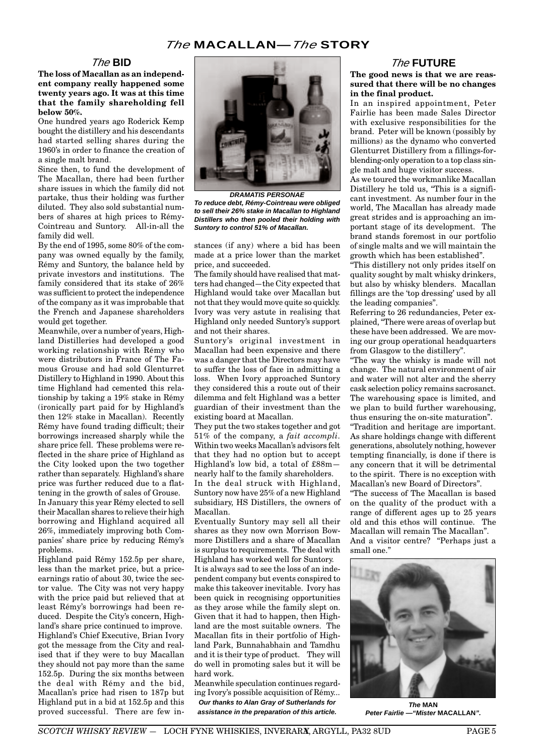# *The* MACALLAN—*The* STORY

## *The* BID

**The loss of Macallan as an independent company really happened some twenty years ago. It was at this time that the family shareholding fell below 50%.**

One hundred years ago Roderick Kemp bought the distillery and his descendants had started selling shares during the 1960's in order to finance the creation of a single malt brand.

Since then, to fund the development of The Macallan, there had been further share issues in which the family did not partake, thus their holding was further diluted. They also sold substantial numbers of shares at high prices to Rémy-Cointreau and Suntory. All-in-all the family did well.

By the end of 1995, some 80% of the company was owned equally by the family, Rémy and Suntory, the balance held by private investors and institutions. The family considered that its stake of 26% was sufficient to protect the independence of the company as it was improbable that the French and Japanese shareholders would get together.

Meanwhile, over a number of years, Highland Distilleries had developed a good working relationship with Rémy who were distributors in France of The Famous Grouse and had sold Glenturret Distillery to Highland in 1990. About this time Highland had cemented this relationship by taking a 19% stake in Rémy (ironically part paid for by Highland's then 12% stake in Macallan). Recently Rémy have found trading difficult; their borrowings increased sharply while the share price fell. These problems were reflected in the share price of Highland as the City looked upon the two together rather than separately. Highland's share price was further reduced due to a flattening in the growth of sales of Grouse.

In January this year Rémy elected to sell their Macallan shares to relieve their high borrowing and Highland acquired all 26%, immediately improving both Companies' share price by reducing Rémy's problems.

Highland paid Rémy 152.5p per share, less than the market price, but a price-earnings ratio of about 30, twice the sector value. The City was not very happy with the price paid but relieved that at least Rémy's borrowings had been reduced. Despite the City's concern, Highland's share price continued to improve.

Highland's Chief Executive, Brian Ivory got the message from the City and realised that if they were to buy Macallan they should not pay more than the same 152.5p. During the six months between the deal with Rémy and the bid, Macallan's price had risen to 187p but Highland put in a bid at 152.5p and this proved successful. There are few instances (if any) where a bid has been made at a price lower than the market price, and succeeded.

**DRAMATIS PERSONAE**

*To reduce debt, Rémy-Cointreau were obliged to sell their 26% stake in Macallan to Highland Distillers who then pooled their holding with Suntory to control 51% of Macallan.*

The family should have realised that matters had changed—the City expected that Highland would take over Macallan but not that they would move quite so quickly. Ivory was very astute in realising that Highland only needed Suntory's support and not their shares.

Suntory's original investment in Macallan had been expensive and there was a danger that the Directors may have to suffer the loss of face in admitting a loss. When Ivory approached Suntory they considered this a route out of their dilemma and felt Highland was a better guardian of their investment than the existing board at Macallan.

They put the two stakes together and got 51% of the company, a *fait accompli*. Within two weeks Macallan's advisors felt that they had no option but to accept Highland's low bid, a total of £88m—nearly half to the family shareholders.

In the deal struck with Highland, Suntory now have 25% of a new Highland subsidiary, HS Distillers, the owners of Macallan.

Eventually Suntory may sell all their shares as they now own Morrison Bowmore Distillers and a share of Macallan is surplus to requirements. The deal with Highland has worked well for Suntory.

It is always sad to see the loss of an independent company but events conspired to make this takeover inevitable. Ivory has been quick in recognising opportunities as they arose while the family slept on. Given that it had to happen, then Highland are the most suitable owners. The Macallan fits in their portfolio of Highland Park, Bunnahabhain and Tamdhu and it is their type of product. They will do well in promoting sales but it will be hard work.

Meanwhile speculation continues regarding Ivory's possible acquisition of Rémy...

***Our thanks to Alan Gray of Sutherlands for assistance in the preparation of this article.***

## *The* FUTURE

**The good news is that we are reassured that there will be no changes in the final product.**

In an inspired appointment, Peter Fairlie has been made Sales Director with exclusive responsibilities for the brand. Peter will be known (possibly by millions) as the dynamo who converted Glenturret Distillery from a fillings-for-blending-only operation to a top class single malt and huge visitor success.

As we toured the workmanlike Macallan Distillery he told us, "This is a significant investment. As number four in the world, The Macallan has already made great strides and is approaching an important stage of its development. The brand stands foremost in our portfolio of single malts and we will maintain the growth which has been established".

"This distillery not only prides itself on quality sought by malt whisky drinkers, but also by whisky blenders. Macallan fillings are the 'top dressing' used by all the leading companies".

Referring to 26 redundancies, Peter explained, "There were areas of overlap but these have been addressed. We are moving our group operational headquarters from Glasgow to the distillery".

"The way the whisky is made will not change. The natural environment of air and water will not alter and the sherry cask selection policy remains sacrosanct. The warehousing space is limited, and we plan to build further warehousing, thus ensuring the on-site maturation".

"Tradition and heritage are important. As share holdings change with different generations, absolutely nothing, however tempting financially, is done if there is any concern that it will be detrimental to the spirit. There is no exception with Macallan's new Board of Directors".

"The success of The Macallan is based on the quality of the product with a range of different ages up to 25 years old and this ethos will continue. The Macallan will remain The Macallan".

And a visitor centre? "Perhaps just a small one."

***The* MAN**

***Peter Fairlie —"Mister* MACALLAN".**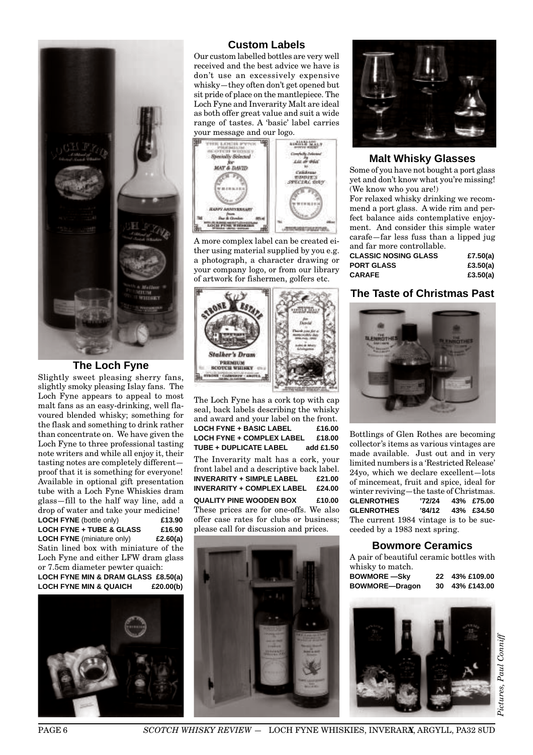## The Loch Fyne

Slightly sweet pleasing sherry fans, slightly smoky pleasing Islay fans. The Loch Fyne appears to appeal to most malt fans as an easy-drinking, well flavoured blended whisky; something for the flask and something to drink rather than concentrate on. We have given the Loch Fyne to three professional tasting note writers and while all enjoy it, their tasting notes are completely different—proof that it is something for everyone! Available in optional gift presentation tube with a Loch Fyne Whiskies dram glass—fill to the half way line, add a drop of water and take your medicine!

| | |
|---|---|
| **LOCH FYNE** (bottle only) | **£13.90** |
| **LOCH FYNE + TUBE & GLASS** | **£16.90** |
| **LOCH FYNE** (miniature only) | **£2.60(a)** |

Satin lined box with miniature of the Loch Fyne and either LFW dram glass or 7.5cm diameter pewter quaich:

| | |
|---|---|
| **LOCH FYNE MIN & DRAM GLASS** | **£8.50(a)** |
| **LOCH FYNE MIN & QUAICH** | **£20.00(b)** |

## Custom Labels

Our custom labelled bottles are very well received and the best advice we have is don't use an excessively expensive whisky—they often don't get opened but sit pride of place on the mantlepiece. The Loch Fyne and Inverarity Malt are ideal as both offer great value and suit a wide range of tastes. A 'basic' label carries your message and our logo.

A more complex label can be created either using material supplied by you e.g. a photograph, a character drawing or your company logo, or from our library of artwork for fishermen, golfers etc.

The Loch Fyne has a cork top with cap seal, back labels describing the whisky and award and your label on the front.

| | |
|---|---|
| **LOCH FYNE + BASIC LABEL** | **£16.00** |
| **LOCH FYNE + COMPLEX LABEL** | **£18.00** |
| **TUBE + DUPLICATE LABEL** | **add £1.50** |

The Inverarity malt has a cork, your front label and a descriptive back label.

| | |
|---|---|
| **INVERARITY + SIMPLE LABEL** | **£21.00** |
| **INVERARITY + COMPLEX LABEL** | **£24.00** |
| **QUALITY PINE WOODEN BOX** | **£10.00** |

These prices are for one-offs. We also offer case rates for clubs or business; please call for discussion and prices.

## Malt Whisky Glasses

Some of you have not bought a port glass yet and don't know what you're missing! (We know who you are!)

For relaxed whisky drinking we recommend a port glass. A wide rim and perfect balance aids contemplative enjoyment. And consider this simple water carafe—far less fuss than a lipped jug and far more controllable.

| | |
|---|---|
| **CLASSIC NOSING GLASS** | **£7.50(a)** |
| **PORT GLASS** | **£3.50(a)** |
| **CARAFE** | **£3.50(a)** |

## The Taste of Christmas Past

Bottlings of Glen Rothes are becoming collector's items as various vintages are made available. Just out and in very limited numbers is a 'Restricted Release' 24yo, which we declare excellent—lots of mincemeat, fruit and spice, ideal for winter reviving—the taste of Christmas.

| | | | |
|---|---|---|---|
| **GLENROTHES** | **'72/24** | **43%** | **£75.00** |
| **GLENROTHES** | **'84/12** | **43%** | **£34.50** |

The current 1984 vintage is to be succeeded by a 1983 next spring.

## Bowmore Ceramics

A pair of beautiful ceramic bottles with whisky to match.

| | | | |
|---|---|---|---|
| **BOWMORE —Sky** | **22** | **43%** | **£109.00** |
| **BOWMORE—Dragon** | **30** | **43%** | **£143.00** |

*Pictures, Paul Conniff*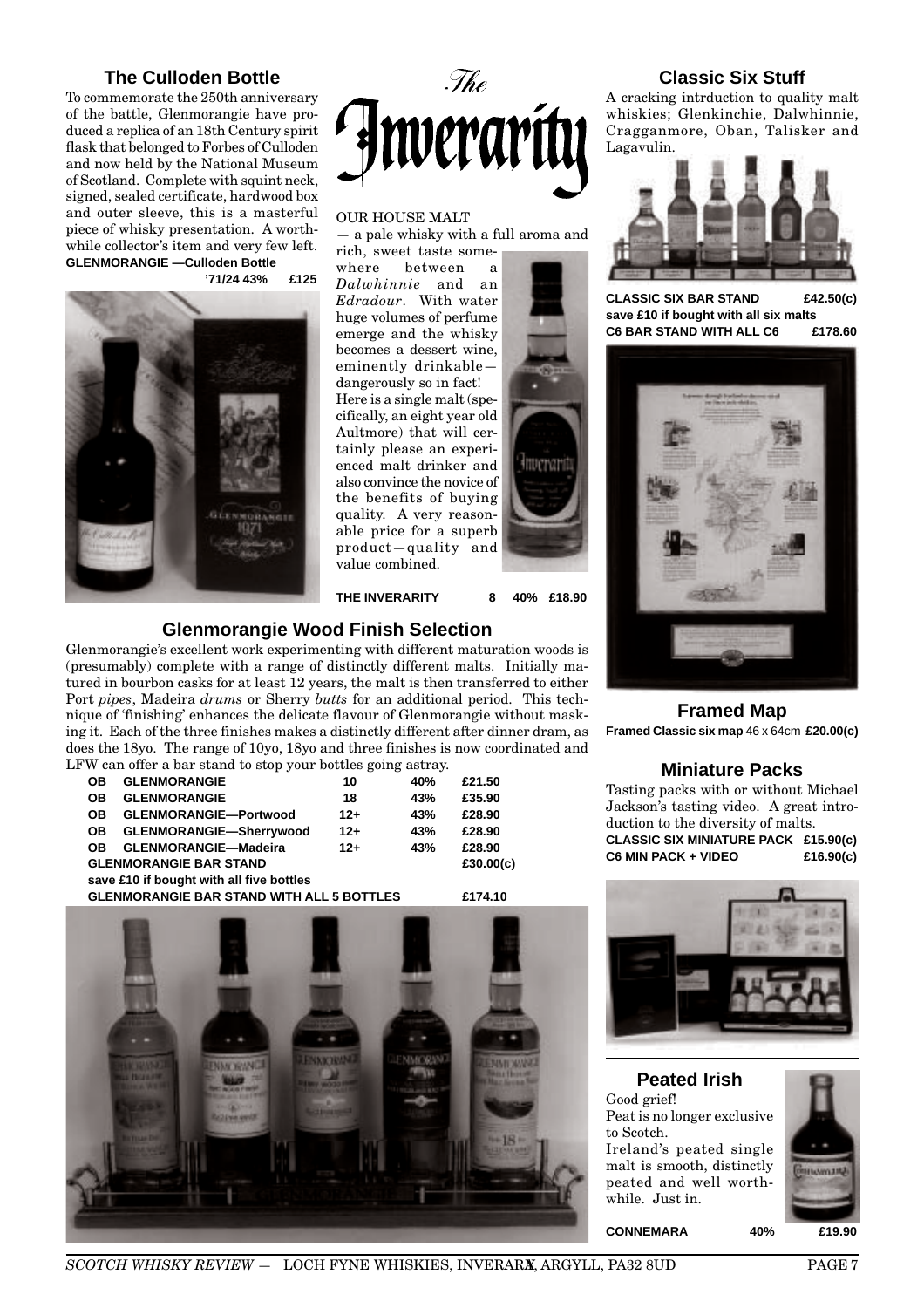## The Culloden Bottle

To commemorate the 250th anniversary of the battle, Glenmorangie have produced a replica of an 18th Century spirit flask that belonged to Forbes of Culloden and now held by the National Museum of Scotland. Complete with squint neck, signed, sealed certificate, hardwood box and outer sleeve, this is a masterful piece of whisky presentation. A worthwhile collector's item and very few left.

**GLENMORANGIE —Culloden Bottle '71/24 43% £125**

# The Inverarity

OUR HOUSE MALT

— a pale whisky with a full aroma and rich, sweet taste somewhere between a *Dalwhinnie* and an *Edradour*. With water huge volumes of perfume emerge and the whisky becomes a dessert wine, eminently drinkable—dangerously so in fact!

Here is a single malt (specifically, an eight year old Aultmore) that will certainly please an experienced malt drinker and also convince the novice of the benefits of buying quality. A very reasonable price for a superb product—quality and value combined.

**THE INVERARITY 8 40% £18.90**

## Glenmorangie Wood Finish Selection

Glenmorangie's excellent work experimenting with different maturation woods is (presumably) complete with a range of distinctly different malts. Initially matured in bourbon casks for at least 12 years, the malt is then transferred to either Port *pipes*, Madeira *drums* or Sherry *butts* for an additional period. This technique of 'finishing' enhances the delicate flavour of Glenmorangie without masking it. Each of the three finishes makes a distinctly different after dinner dram, as does the 18yo. The range of 10yo, 18yo and three finishes is now coordinated and LFW can offer a bar stand to stop your bottles going astray.

| | | | | |
|---|---|---|---|---|
| **OB** | **GLENMORANGIE** | **10** | **40%** | **£21.50** |
| **OB** | **GLENMORANGIE** | **18** | **43%** | **£35.90** |
| **OB** | **GLENMORANGIE—Portwood** | **12+** | **43%** | **£28.90** |
| **OB** | **GLENMORANGIE—Sherrywood** | **12+** | **43%** | **£28.90** |
| **OB** | **GLENMORANGIE—Madeira** | **12+** | **43%** | **£28.90** |

**GLENMORANGIE BAR STAND £30.00(c)**
**save £10 if bought with all five bottles**
**GLENMORANGIE BAR STAND WITH ALL 5 BOTTLES £174.10**

## Classic Six Stuff

A cracking intrduction to quality malt whiskies; Glenkinchie, Dalwhinnie, Cragganmore, Oban, Talisker and Lagavulin.

**CLASSIC SIX BAR STAND £42.50(c)**
**save £10 if bought with all six malts**
**C6 BAR STAND WITH ALL C6 £178.60**

## Framed Map

**Framed Classic six map** 46 x 64cm **£20.00(c)**

## Miniature Packs

Tasting packs with or without Michael Jackson's tasting video. A great introduction to the diversity of malts.

**CLASSIC SIX MINIATURE PACK £15.90(c)**
**C6 MIN PACK + VIDEO £16.90(c)**

## Peated Irish

Good grief!
Peat is no longer exclusive to Scotch.
Ireland's peated single malt is smooth, distinctly peated and well worthwhile. Just in.

**CONNEMARA 40% £19.90**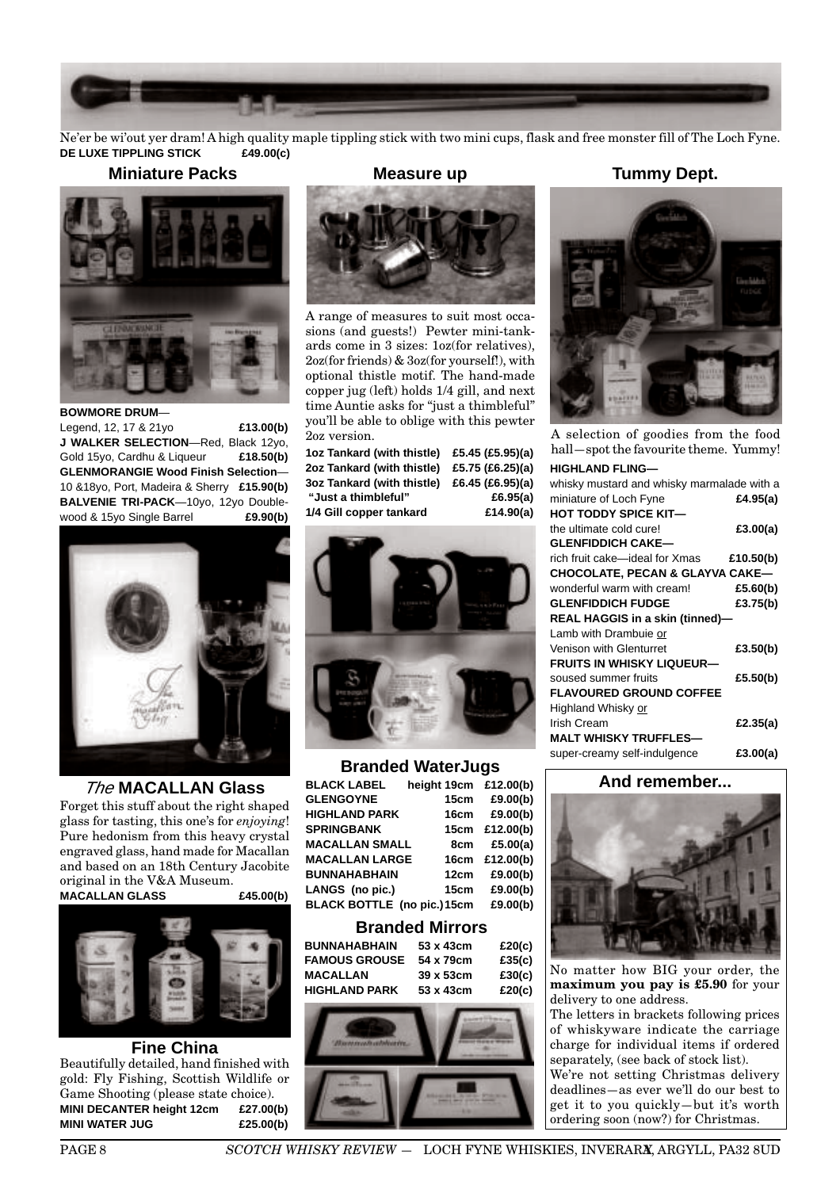Ne'er be wi'out yer dram! A high quality maple tippling stick with two mini cups, flask and free monster fill of The Loch Fyne.

**DE LUXE TIPPLING STICK £49.00(c)**

## Miniature Packs

**BOWMORE DRUM**—
Legend, 12, 17 & 21yo **£13.00(b)**

**J WALKER SELECTION**—Red, Black 12yo, Gold 15yo, Cardhu & Liqueur **£18.50(b)**

**GLENMORANGIE Wood Finish Selection**—10 &18yo, Port, Madeira & Sherry **£15.90(b)**

**BALVENIE TRI-PACK**—10yo, 12yo Doublewood & 15yo Single Barrel **£9.90(b)**

## *The* MACALLAN Glass

Forget this stuff about the right shaped glass for tasting, this one's for *enjoying*! Pure hedonism from this heavy crystal engraved glass, hand made for Macallan and based on an 18th Century Jacobite original in the V&A Museum.

**MACALLAN GLASS £45.00(b)**

## Fine China

Beautifully detailed, hand finished with gold: Fly Fishing, Scottish Wildlife or Game Shooting (please state choice).

| | |
|---|---|
| **MINI DECANTER height 12cm** | **£27.00(b)** |
| **MINI WATER JUG** | **£25.00(b)** |

## Measure up

A range of measures to suit most occasions (and guests!) Pewter mini-tankards come in 3 sizes: 1oz(for relatives), 2oz(for friends) & 3oz(for yourself!), with optional thistle motif. The hand-made copper jug (left) holds 1/4 gill, and next time Auntie asks for "just a thimbleful" you'll be able to oblige with this pewter 2oz version.

| | |
|---|---|
| **1oz Tankard (with thistle)** | **£5.45 (£5.95)(a)** |
| **2oz Tankard (with thistle)** | **£5.75 (£6.25)(a)** |
| **3oz Tankard (with thistle)** | **£6.45 (£6.95)(a)** |
| **"Just a thimbleful"** | **£6.95(a)** |
| **1/4 Gill copper tankard** | **£14.90(a)** |

## Branded WaterJugs

| | | |
|---|---|---|
| **BLACK LABEL** | **height 19cm** | **£12.00(b)** |
| **GLENGOYNE** | **15cm** | **£9.00(b)** |
| **HIGHLAND PARK** | **16cm** | **£9.00(b)** |
| **SPRINGBANK** | **15cm** | **£12.00(b)** |
| **MACALLAN SMALL** | **8cm** | **£5.00(a)** |
| **MACALLAN LARGE** | **16cm** | **£12.00(b)** |
| **BUNNAHABHAIN** | **12cm** | **£9.00(b)** |
| **LANGS (no pic.)** | **15cm** | **£9.00(b)** |
| **BLACK BOTTLE (no pic.)** | **15cm** | **£9.00(b)** |

## Branded Mirrors

| | | |
|---|---|---|
| **BUNNAHABHAIN** | **53 x 43cm** | **£20(c)** |
| **FAMOUS GROUSE** | **54 x 79cm** | **£35(c)** |
| **MACALLAN** | **39 x 53cm** | **£30(c)** |
| **HIGHLAND PARK** | **53 x 43cm** | **£20(c)** |

## Tummy Dept.

A selection of goodies from the food hall—spot the favourite theme. Yummy!

**HIGHLAND FLING**—
whisky mustard and whisky marmalade with a miniature of Loch Fyne **£4.95(a)**

**HOT TODDY SPICE KIT**—
the ultimate cold cure! **£3.00(a)**

**GLENFIDDICH CAKE**—
rich fruit cake—ideal for Xmas **£10.50(b)**

**CHOCOLATE, PECAN & GLAYVA CAKE**—
wonderful warm with cream! **£5.60(b)**

**GLENFIDDICH FUDGE £3.75(b)**

**REAL HAGGIS in a skin (tinned)**—
Lamb with Drambuie or
Venison with Glenturret **£3.50(b)**

**FRUITS IN WHISKY LIQUEUR**—
soused summer fruits **£5.50(b)**

**FLAVOURED GROUND COFFEE**
Highland Whisky or
Irish Cream **£2.35(a)**

**MALT WHISKY TRUFFLES**—
super-creamy self-indulgence **£3.00(a)**

## And remember...

No matter how BIG your order, the **maximum you pay is £5.90** for your delivery to one address.

The letters in brackets following prices of whiskyware indicate the carriage charge for individual items if ordered separately, (see back of stock list).

We're not setting Christmas delivery deadlines—as ever we'll do our best to get it to you quickly—but it's worth ordering soon (now?) for Christmas.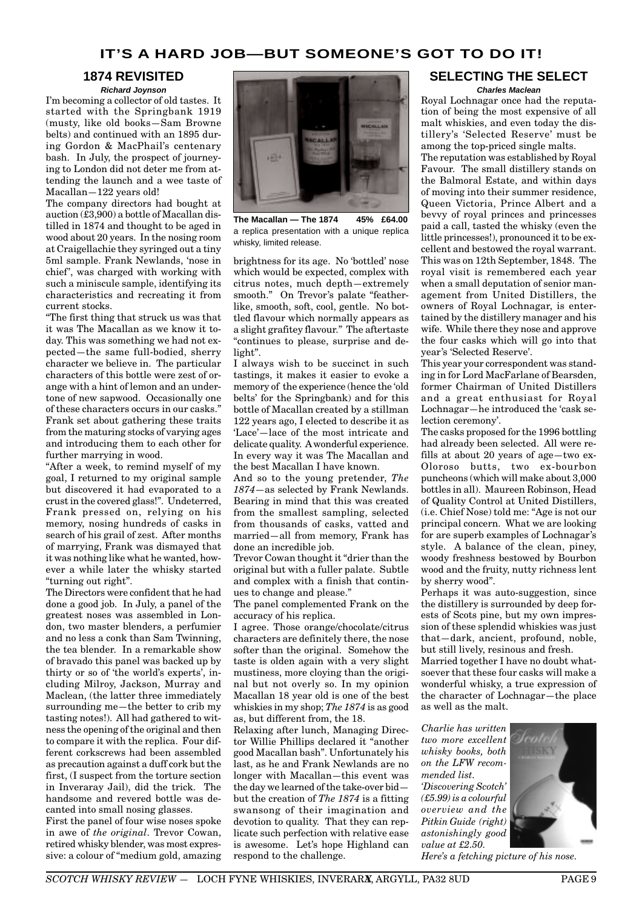# IT'S A HARD JOB—BUT SOMEONE'S GOT TO DO IT!

## 1874 REVISITED

***Richard Joynson***

I'm becoming a collector of old tastes. It started with the Springbank 1919 (musty, like old books—Sam Browne belts) and continued with an 1895 during Gordon & MacPhail's centenary bash. In July, the prospect of journeying to London did not deter me from attending the launch and a wee taste of Macallan—122 years old!

The company directors had bought at auction (£3,900) a bottle of Macallan distilled in 1874 and thought to be aged in wood about 20 years. In the nosing room at Craigellachie they syringed out a tiny 5ml sample. Frank Newlands, 'nose in chief", was charged with working with such a miniscule sample, identifying its characteristics and recreating it from current stocks.

"The first thing that struck us was that it was The Macallan as we know it today. This was something we had not expected—the same full-bodied, sherry character we believe in. The particular characters of this bottle were zest of orange with a hint of lemon and an undertone of new sapwood. Occasionally one of these characters occurs in our casks." Frank set about gathering these traits from the maturing stocks of varying ages and introducing them to each other for further marrying in wood.

"After a week, to remind myself of my goal, I returned to my original sample but discovered it had evaporated to a crust in the covered glass!". Undeterred, Frank pressed on, relying on his memory, nosing hundreds of casks in search of his grail of zest. After months of marrying, Frank was dismayed that it was nothing like what he wanted, however a while later the whisky started "turning out right".

The Directors were confident that he had done a good job. In July, a panel of the greatest noses was assembled in London, two master blenders, a perfumier and no less a conk than Sam Twinning, the tea blender. In a remarkable show of bravado this panel was backed up by thirty or so of 'the world's experts', including Milroy, Jackson, Murray and Maclean, (the latter three immediately surrounding me—the better to crib my tasting notes!). All had gathered to witness the opening of the original and then to compare it with the replica. Four different corkscrews had been assembled as precaution against a duff cork but the first, (I suspect from the torture section in Inveraray Jail), did the trick. The handsome and revered bottle was decanted into small nosing glasses.

First the panel of four wise noses spoke in awe of *the original*. Trevor Cowan, retired whisky blender, was most expressive: a colour of "medium gold, amazing brightness for its age. No 'bottled' nose which would be expected, complex with citrus notes, much depth—extremely smooth." On Trevor's palate "featherlike, smooth, soft, cool, gentle. No bottled flavour which normally appears as a slight grafitey flavour." The aftertaste "continues to please, surprise and delight".

**The Macallan — The 1874 45% £64.00**
a replica presentation with a unique replica whisky, limited release.

I always wish to be succinct in such tastings, it makes it easier to evoke a memory of the experience (hence the 'old belts' for the Springbank) and for this bottle of Macallan created by a stillman 122 years ago, I elected to describe it as 'Lace'—lace of the most intricate and delicate quality. A wonderful experience. In every way it was The Macallan and the best Macallan I have known.

And so to the young pretender, *The 1874*—as selected by Frank Newlands. Bearing in mind that this was created from the smallest sampling, selected from thousands of casks, vatted and married—all from memory, Frank has done an incredible job.

Trevor Cowan thought it "drier than the original but with a fuller palate. Subtle and complex with a finish that continues to change and please."

The panel complemented Frank on the accuracy of his replica.

I agree. Those orange/chocolate/citrus characters are definitely there, the nose softer than the original. Somehow the taste is olden again with a very slight mustiness, more cloying than the original but not overly so. In my opinion Macallan 18 year old is one of the best whiskies in my shop; *The 1874* is as good as, but different from, the 18.

Relaxing after lunch, Managing Director Willie Phillips declared it "another good Macallan bash". Unfortunately his last, as he and Frank Newlands are no longer with Macallan—this event was the day we learned of the take-over bid—but the creation of *The 1874* is a fitting swansong of their imagination and devotion to quality. That they can replicate such perfection with relative ease is awesome. Let's hope Highland can respond to the challenge.

## SELECTING THE SELECT

***Charles Maclean***

Royal Lochnagar once had the reputation of being the most expensive of all malt whiskies, and even today the distillery's 'Selected Reserve' must be among the top-priced single malts.

The reputation was established by Royal Favour. The small distillery stands on the Balmoral Estate, and within days of moving into their summer residence, Queen Victoria, Prince Albert and a bevvy of royal princes and princesses paid a call, tasted the whisky (even the little princesses!), pronounced it to be excellent and bestowed the royal warrant. This was on 12th September, 1848. The royal visit is remembered each year when a small deputation of senior management from United Distillers, the owners of Royal Lochnagar, is entertained by the distillery manager and his wife. While there they nose and approve the four casks which will go into that year's 'Selected Reserve'.

This year your correspondent was standing in for Lord MacFarlane of Bearsden, former Chairman of United Distillers and a great enthusiast for Royal Lochnagar—he introduced the 'cask selection ceremony'.

The casks proposed for the 1996 bottling had already been selected. All were refills at about 20 years of age—two ex-Oloroso butts, two ex-bourbon puncheons (which will make about 3,000 bottles in all). Maureen Robinson, Head of Quality Control at United Distillers, (i.e. Chief Nose) told me: "Age is not our principal concern. What we are looking for are superb examples of Lochnagar's style. A balance of the clean, piney, woody freshness bestowed by Bourbon wood and the fruity, nutty richness lent by sherry wood".

Perhaps it was auto-suggestion, since the distillery is surrounded by deep forests of Scots pine, but my own impression of these splendid whiskies was just that—dark, ancient, profound, noble, but still lively, resinous and fresh.

Married together I have no doubt whatsoever that these four casks will make a wonderful whisky, a true expression of the character of Lochnagar—the place as well as the malt.

*Charlie has written two more excellent whisky books, both on the LFW recommended list. 'Discovering Scotch' (£5.99) is a colourful overview and the Pitkin Guide (right) astonishingly good value at £2.50.*

*Here's a fetching picture of his nose.*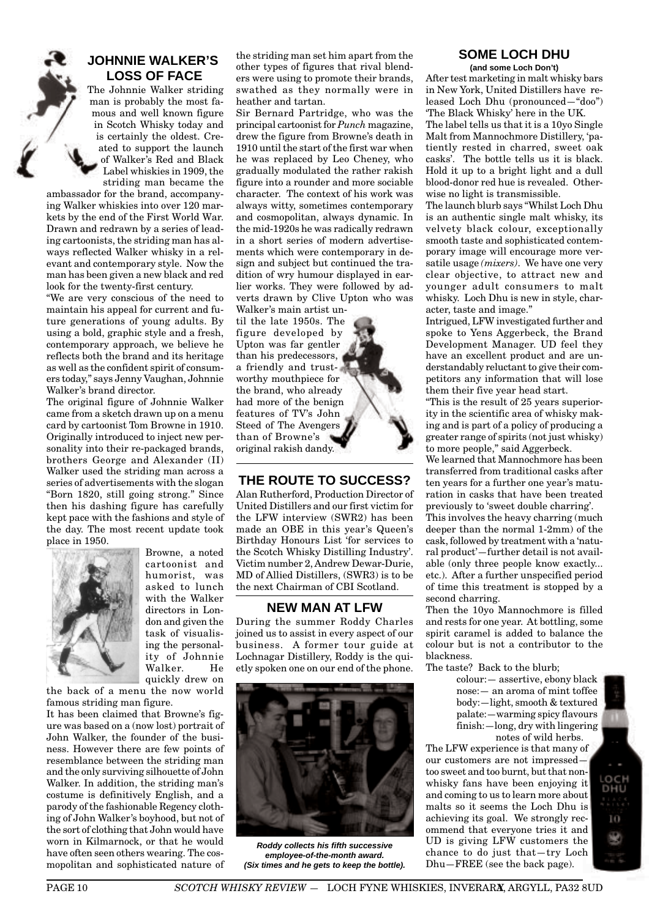## JOHNNIE WALKER'S LOSS OF FACE

The Johnnie Walker striding man is probably the most famous and well known figure in Scotch Whisky today and is certainly the oldest. Created to support the launch of Walker's Red and Black Label whiskies in 1909, the striding man became the ambassador for the brand, accompanying Walker whiskies into over 120 markets by the end of the First World War. Drawn and redrawn by a series of leading cartoonists, the striding man has always reflected Walker whisky in a relevant and contemporary style. Now the man has been given a new black and red look for the twenty-first century.

"We are very conscious of the need to maintain his appeal for current and future generations of young adults. By using a bold, graphic style and a fresh, contemporary approach, we believe he reflects both the brand and its heritage as well as the confident spirit of consumers today," says Jenny Vaughan, Johnnie Walker's brand director.

The original figure of Johnnie Walker came from a sketch drawn up on a menu card by cartoonist Tom Browne in 1910. Originally introduced to inject new personality into their re-packaged brands, brothers George and Alexander (II) Walker used the striding man across a series of advertisements with the slogan "Born 1820, still going strong." Since then his dashing figure has carefully kept pace with the fashions and style of the day. The most recent update took place in 1950.

Browne, a noted cartoonist and humorist, was asked to lunch with the Walker directors in London and given the task of visualising the personality of Johnnie Walker. He quickly drew on the back of a menu the now world famous striding man figure.

It has been claimed that Browne's figure was based on a (now lost) portrait of John Walker, the founder of the business. However there are few points of resemblance between the striding man and the only surviving silhouette of John Walker. In addition, the striding man's costume is definitively English, and a parody of the fashionable Regency clothing of John Walker's boyhood, but not of the sort of clothing that John would have worn in Kilmarnock, or that he would have often seen others wearing. The cosmopolitan and sophisticated nature of the striding man set him apart from the other types of figures that rival blenders were using to promote their brands, swathed as they normally were in heather and tartan.

Sir Bernard Partridge, who was the principal cartoonist for *Punch* magazine, drew the figure from Browne's death in 1910 until the start of the first war when he was replaced by Leo Cheney, who gradually modulated the rather rakish figure into a rounder and more sociable character. The context of his work was always witty, sometimes contemporary and cosmopolitan, always dynamic. In the mid-1920s he was radically redrawn in a short series of modern advertisements which were contemporary in design and subject but continued the tradition of wry humour displayed in earlier works. They were followed by adverts drawn by Clive Upton who was Walker's main artist until the late 1950s. The figure developed by Upton was far gentler than his predecessors, a friendly and trustworthy mouthpiece for the brand, who already had more of the benign features of TV's John Steed of The Avengers than of Browne's original rakish dandy.

## THE ROUTE TO SUCCESS?

Alan Rutherford, Production Director of United Distillers and our first victim for the LFW interview (SWR2) has been made an OBE in this year's Queen's Birthday Honours List 'for services to the Scotch Whisky Distilling Industry'. Victim number 2, Andrew Dewar-Durie, MD of Allied Distillers, (SWR3) is to be the next Chairman of CBI Scotland.

## NEW MAN AT LFW

During the summer Roddy Charles joined us to assist in every aspect of our business. A former tour guide at Lochnagar Distillery, Roddy is the quietly spoken one on our end of the phone.

***Roddy collects his fifth successive employee-of-the-month award. (Six times and he gets to keep the bottle).***

## SOME LOCH DHU

**(and some Loch Don't)**

After test marketing in malt whisky bars in New York, United Distillers have released Loch Dhu (pronounced—"doo") 'The Black Whisky' here in the UK.

The label tells us that it is a 10yo Single Malt from Mannochmore Distillery, 'patiently rested in charred, sweet oak casks'. The bottle tells us it is black. Hold it up to a bright light and a dull blood-donor red hue is revealed. Otherwise no light is transmissible.

The launch blurb says "Whilst Loch Dhu is an authentic single malt whisky, its velvety black colour, exceptionally smooth taste and sophisticated contemporary image will encourage more versatile usage *(mixers)*. We have one very clear objective, to attract new and younger adult consumers to malt whisky. Loch Dhu is new in style, character, taste and image."

Intrigued, LFW investigated further and spoke to Yens Aggerbeck, the Brand Development Manager. UD feel they have an excellent product and are understandably reluctant to give their competitors any information that will lose them their five year head start.

"This is the result of 25 years superiority in the scientific area of whisky making and is part of a policy of producing a greater range of spirits (not just whisky) to more people," said Aggerbeck.

We learned that Mannochmore has been transferred from traditional casks after ten years for a further one year's maturation in casks that have been treated previously to 'sweet double charring'.

This involves the heavy charring (much deeper than the normal 1-2mm) of the cask, followed by treatment with a 'natural product'—further detail is not available (only three people know exactly... etc.). After a further unspecified period of time this treatment is stopped by a second charring.

Then the 10yo Mannochmore is filled and rests for one year. At bottling, some spirit caramel is added to balance the colour but is not a contributor to the blackness.

The taste? Back to the blurb;

colour:— assertive, ebony black
nose:— an aroma of mint toffee
body:—light, smooth & textured
palate:—warming spicy flavours
finish:—long, dry with lingering notes of wild herbs.

The LFW experience is that many of our customers are not impressed—too sweet and too burnt, but that non-whisky fans have been enjoying it and coming to us to learn more about malts so it seems the Loch Dhu is achieving its goal. We strongly recommend that everyone tries it and UD is giving LFW customers the chance to do just that—try Loch Dhu—FREE (see the back page).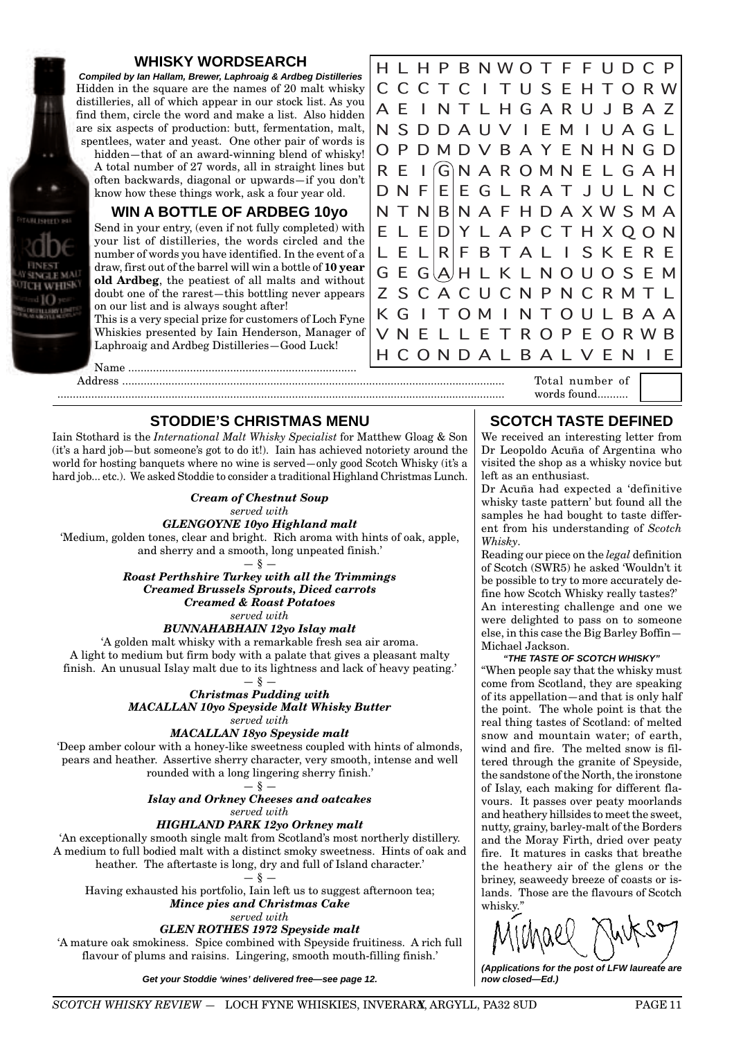## WHISKY WORDSEARCH

***Compiled by Ian Hallam, Brewer, Laphroaig & Ardbeg Distilleries***

Hidden in the square are the names of 20 malt whisky distilleries, all of which appear in our stock list. As you find them, circle the word and make a list. Also hidden are six aspects of production: butt, fermentation, malt, spentlees, water and yeast. One other pair of words is hidden—that of an award-winning blend of whisky! A total number of 27 words, all in straight lines but often backwards, diagonal or upwards—if you don't know how these things work, ask a four year old.

### WIN A BOTTLE OF ARDBEG 10yo

Send in your entry, (even if not fully completed) with your list of distilleries, the words circled and the number of words you have identified. In the event of a draw, first out of the barrel will win a bottle of **10 year old Ardbeg**, the peatiest of all malts and without doubt one of the rarest—this bottling never appears on our list and is always sought after!

This is a very special prize for customers of Loch Fyne Whiskies presented by Iain Henderson, Manager of Laphroaig and Ardbeg Distilleries—Good Luck!

```
H L H P B N W O T F F U D C P
C C C T C I T U S E H T O R W
A E I N T L H G A R U J B A Z
N S D D A U V I E M I U A G L
O P D M D V B A Y E N H N G D
R E I G N A R O M N E L G A H
D N F E E G L R A T J U L N C
N T N B N A F H D A X W S M A
E L E D Y L A P C T H X Q O N
L E L R F B T A L I S K E R E
G E G A H L K L N O U O S E M
Z S C A C U C N P N C R M T L
K G I T O M I N T O U L B A A
V N E L L E T R O P E O R W B
H C O N D A L B A L V E N I E
```

Name ..........................................................................

Address ..........................................................................................................................

..........................................................................................................................

Total number of words found..........

## STODDIE'S CHRISTMAS MENU

Iain Stothard is the *International Malt Whisky Specialist* for Matthew Gloag & Son (it's a hard job—but someone's got to do it!). Iain has achieved notoriety around the world for hosting banquets where no wine is served—only good Scotch Whisky (it's a hard job... etc.). We asked Stoddie to consider a traditional Highland Christmas Lunch.

***Cream of Chestnut Soup***
*served with*
***GLENGOYNE 10yo Highland malt***

'Medium, golden tones, clear and bright. Rich aroma with hints of oak, apple, and sherry and a smooth, long unpeated finish.'

— § —

***Roast Perthshire Turkey with all the Trimmings***
***Creamed Brussels Sprouts, Diced carrots***
***Creamed & Roast Potatoes***
*served with*
***BUNNAHABHAIN 12yo Islay malt***

'A golden malt whisky with a remarkable fresh sea air aroma. A light to medium but firm body with a palate that gives a pleasant malty finish. An unusual Islay malt due to its lightness and lack of heavy peating.'

— § —

***Christmas Pudding with***
***MACALLAN 10yo Speyside Malt Whisky Butter***
*served with*
***MACALLAN 18yo Speyside malt***

'Deep amber colour with a honey-like sweetness coupled with hints of almonds, pears and heather. Assertive sherry character, very smooth, intense and well rounded with a long lingering sherry finish.'

— § —

***Islay and Orkney Cheeses and oatcakes***
*served with*
***HIGHLAND PARK 12yo Orkney malt***

'An exceptionally smooth single malt from Scotland's most northerly distillery. A medium to full bodied malt with a distinct smoky sweetness. Hints of oak and heather. The aftertaste is long, dry and full of Island character.'

— § —

Having exhausted his portfolio, Iain left us to suggest afternoon tea;

***Mince pies and Christmas Cake***
*served with*
***GLEN ROTHES 1972 Speyside malt***

'A mature oak smokiness. Spice combined with Speyside fruitiness. A rich full flavour of plums and raisins. Lingering, smooth mouth-filling finish.'

***Get your Stoddie 'wines' delivered free—see page 12.***

## SCOTCH TASTE DEFINED

We received an interesting letter from Dr Leopoldo Acuña of Argentina who visited the shop as a whisky novice but left as an enthusiast.

Dr Acuña had expected a 'definitive whisky taste pattern' but found all the samples he had bought to taste different from his understanding of *Scotch Whisky*.

Reading our piece on the *legal* definition of Scotch (SWR5) he asked 'Wouldn't it be possible to try to more accurately define how Scotch Whisky really tastes?'

An interesting challenge and one we were delighted to pass on to someone else, in this case the Big Barley Boffin—Michael Jackson.

***"THE TASTE OF SCOTCH WHISKY"***

"When people say that the whisky must come from Scotland, they are speaking of its appellation—and that is only half the point. The whole point is that the real thing tastes of Scotland: of melted snow and mountain water; of earth, wind and fire. The melted snow is filtered through the granite of Speyside, the sandstone of the North, the ironstone of Islay, each making for different flavours. It passes over peaty moorlands and heathery hillsides to meet the sweet, nutty, grainy, barley-malt of the Borders and the Moray Firth, dried over peaty fire. It matures in casks that breathe the heathery air of the glens or the briney, seaweedy breeze of coasts or islands. Those are the flavours of Scotch whisky."

Michael Jackson

***(Applications for the post of LFW laureate are now closed—Ed.)***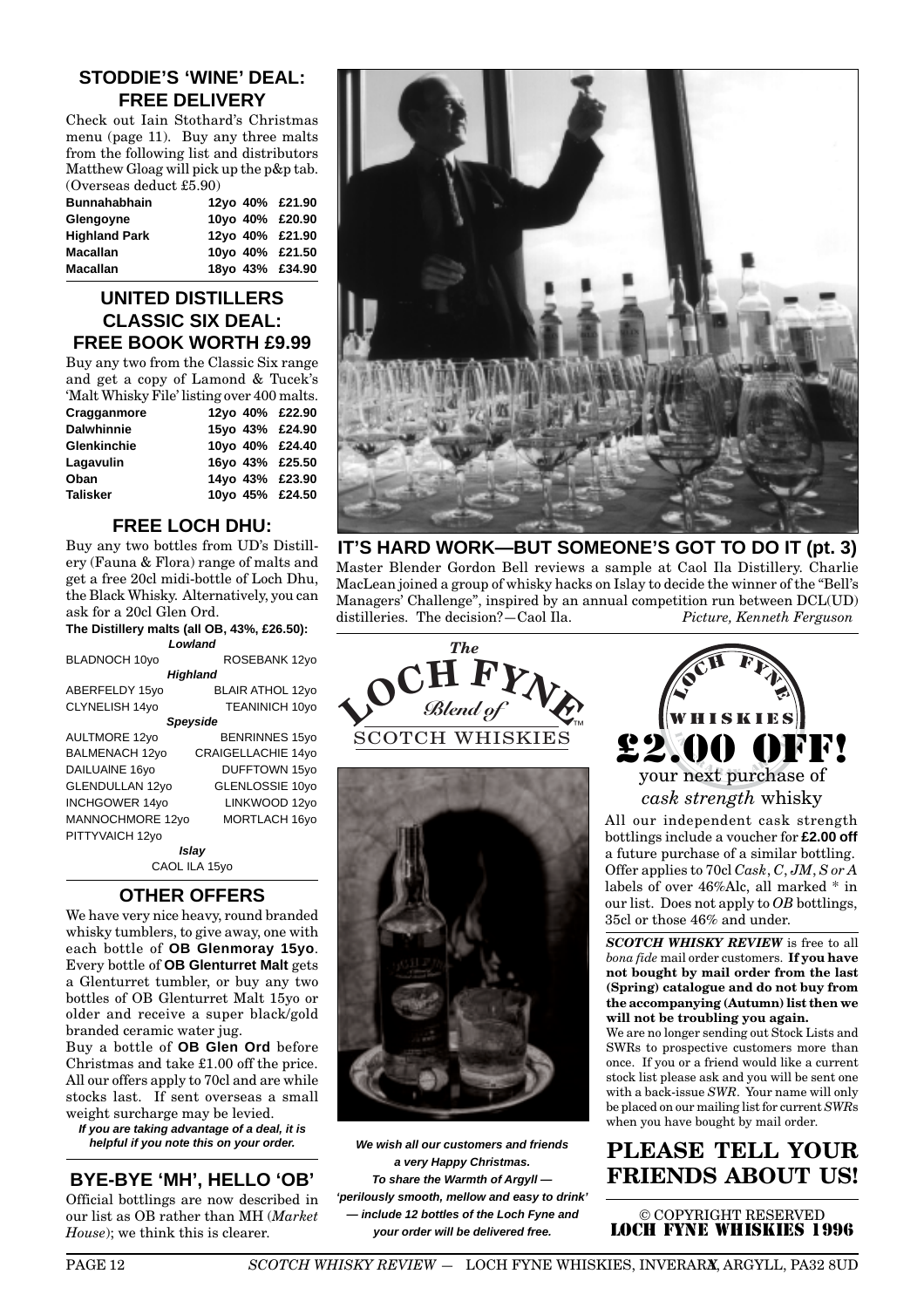## STODDIE'S 'WINE' DEAL: FREE DELIVERY

Check out Iain Stothard's Christmas menu (page 11). Buy any three malts from the following list and distributors Matthew Gloag will pick up the p&p tab. (Overseas deduct £5.90)

| | | | |
|---|---|---|---|
| **Bunnahabhain** | **12yo** | **40%** | **£21.90** |
| **Glengoyne** | **10yo** | **40%** | **£20.90** |
| **Highland Park** | **12yo** | **40%** | **£21.90** |
| **Macallan** | **10yo** | **40%** | **£21.50** |
| **Macallan** | **18yo** | **43%** | **£34.90** |

## UNITED DISTILLERS CLASSIC SIX DEAL: FREE BOOK WORTH £9.99

Buy any two from the Classic Six range and get a copy of Lamond & Tucek's 'Malt Whisky File' listing over 400 malts.

| | | | |
|---|---|---|---|
| **Cragganmore** | **12yo** | **40%** | **£22.90** |
| **Dalwhinnie** | **15yo** | **43%** | **£24.90** |
| **Glenkinchie** | **10yo** | **40%** | **£24.40** |
| **Lagavulin** | **16yo** | **43%** | **£25.50** |
| **Oban** | **14yo** | **43%** | **£23.90** |
| **Talisker** | **10yo** | **45%** | **£24.50** |

## FREE LOCH DHU:

Buy any two bottles from UD's Distillery (Fauna & Flora) range of malts and get a free 20cl midi-bottle of Loch Dhu, the Black Whisky. Alternatively, you can ask for a 20cl Glen Ord.

**The Distillery malts (all OB, 43%, £26.50):**

***Lowland***

BLADNOCH 10yo — ROSEBANK 12yo

***Highland***

ABERFELDY 15yo — BLAIR ATHOL 12yo
CLYNELISH 14yo — TEANINICH 10yo

***Speyside***

AULTMORE 12yo — BENRINNES 15yo
BALMENACH 12yo — CRAIGELLACHIE 14yo
DAILUAINE 16yo — DUFFTOWN 15yo
GLENDULLAN 12yo — GLENLOSSIE 10yo
INCHGOWER 14yo — LINKWOOD 12yo
MANNOCHMORE 12yo — MORTLACH 16yo
PITTYVAICH 12yo

***Islay***

CAOL ILA 15yo

## OTHER OFFERS

We have very nice heavy, round branded whisky tumblers, to give away, one with each bottle of **OB Glenmoray 15yo**. Every bottle of **OB Glenturret Malt** gets a Glenturret tumbler, or buy any two bottles of OB Glenturret Malt 15yo or older and receive a super black/gold branded ceramic water jug.

Buy a bottle of **OB Glen Ord** before Christmas and take £1.00 off the price. All our offers apply to 70cl and are while stocks last. If sent overseas a small weight surcharge may be levied.

***If you are taking advantage of a deal, it is helpful if you note this on your order.***

## BYE-BYE 'MH', HELLO 'OB'

Official bottlings are now described in our list as OB rather than MH (*Market House*); we think this is clearer.

## IT'S HARD WORK—BUT SOMEONE'S GOT TO DO IT (pt. 3)

Master Blender Gordon Bell reviews a sample at Caol Ila Distillery. Charlie MacLean joined a group of whisky hacks on Islay to decide the winner of the "Bell's Managers' Challenge", inspired by an annual competition run between DCL(UD) distilleries. The decision?—Caol Ila. *Picture, Kenneth Ferguson*

*The* LOCH FYNE *Blend of* SCOTCH WHISKIES™

***We wish all our customers and friends a very Happy Christmas. To share the Warmth of Argyll — 'perilously smooth, mellow and easy to drink' — include 12 bottles of the Loch Fyne and your order will be delivered free.***

LOCH FYNE WHISKIES

# £2.00 OFF!

your next purchase of *cask strength* whisky

All our independent cask strength bottlings include a voucher for **£2.00 off** a future purchase of a similar bottling. Offer applies to 70cl *Cask*, *C*, *JM*, *S or A* labels of over 46%Alc, all marked * in our list. Does not apply to *OB* bottlings, 35cl or those 46% and under.

***SCOTCH WHISKY REVIEW*** is free to all *bona fide* mail order customers. **If you have not bought by mail order from the last (Spring) catalogue and do not buy from the accompanying (Autumn) list then we will not be troubling you again.**

We are no longer sending out Stock Lists and SWRs to prospective customers more than once. If you or a friend would like a current stock list please ask and you will be sent one with a back-issue *SWR*. Your name will only be placed on our mailing list for current *SWR*s when you have bought by mail order.

## PLEASE TELL YOUR FRIENDS ABOUT US!

© COPYRIGHT RESERVED
**LOCH FYNE WHISKIES 1996**